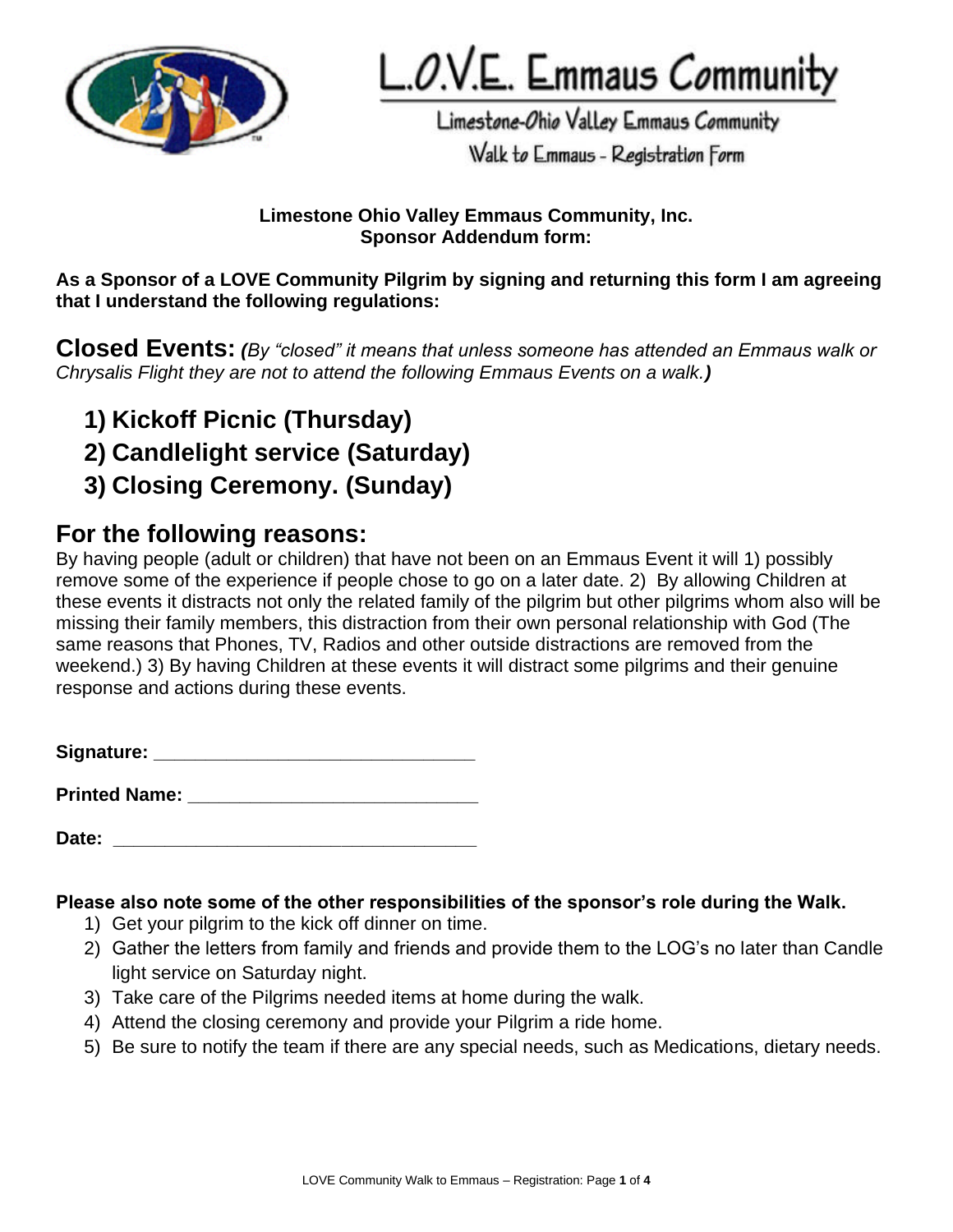# L.O.V.E. Emmaus Community

Limestone-Ohio Valley Emmaus Community

Walk to Emmaus - Registration Form

**Limestone Ohio Valley Emmaus Community, Inc.**
**Sponsor Addendum form:**

**As a Sponsor of a LOVE Community Pilgrim by signing and returning this form I am agreeing that I understand the following regulations:**

## Closed Events: *(By "closed" it means that unless someone has attended an Emmaus walk or Chrysalis Flight they are not to attend the following Emmaus Events on a walk.)*

1) **Kickoff Picnic (Thursday)**
2) **Candlelight service (Saturday)**
3) **Closing Ceremony. (Sunday)**

## For the following reasons:

By having people (adult or children) that have not been on an Emmaus Event it will 1) possibly remove some of the experience if people chose to go on a later date. 2) By allowing Children at these events it distracts not only the related family of the pilgrim but other pilgrims whom also will be missing their family members, this distraction from their own personal relationship with God (The same reasons that Phones, TV, Radios and other outside distractions are removed from the weekend.) 3) By having Children at these events it will distract some pilgrims and their genuine response and actions during these events.

**Signature:** ______________________________

**Printed Name:** ___________________________

**Date:** __________________________________

**Please also note some of the other responsibilities of the sponsor's role during the Walk.**

1) Get your pilgrim to the kick off dinner on time.
2) Gather the letters from family and friends and provide them to the LOG's no later than Candle light service on Saturday night.
3) Take care of the Pilgrims needed items at home during the walk.
4) Attend the closing ceremony and provide your Pilgrim a ride home.
5) Be sure to notify the team if there are any special needs, such as Medications, dietary needs.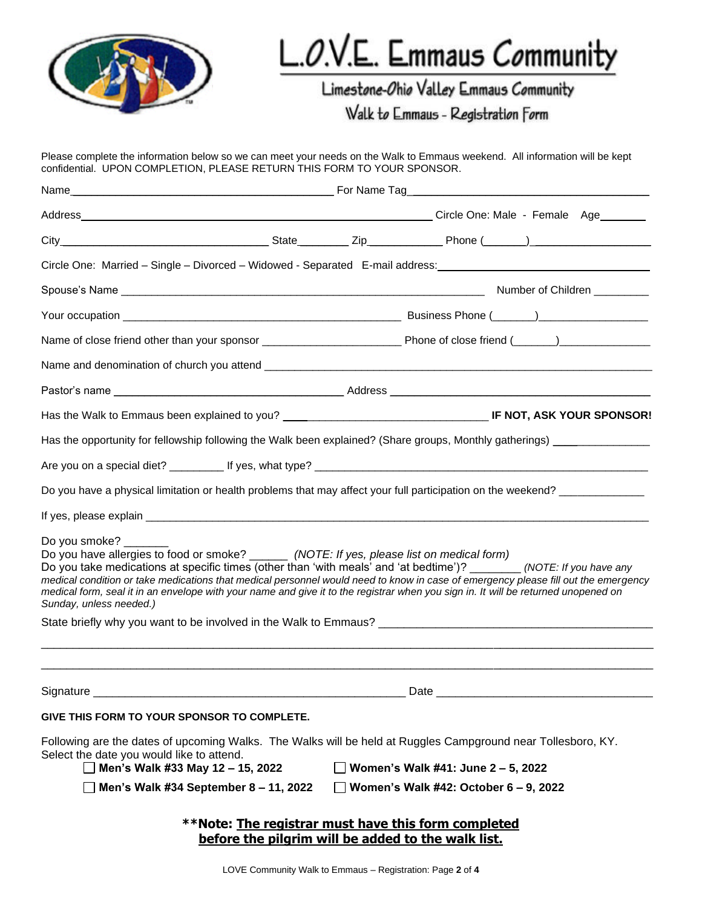# L.O.V.E. Emmaus Community

## Limestone-Ohio Valley Emmaus Community

## Walk to Emmaus - Registration Form

Please complete the information below so we can meet your needs on the Walk to Emmaus weekend. All information will be kept confidential. UPON COMPLETION, PLEASE RETURN THIS FORM TO YOUR SPONSOR.

Name\_\_\_\_\_\_\_\_\_\_\_\_\_\_\_\_\_\_\_\_\_\_\_\_\_\_\_\_\_\_\_\_\_\_\_\_\_\_ For Name Tag\_\_\_\_\_\_\_\_\_\_\_\_\_\_\_\_\_\_\_\_\_\_\_\_\_\_\_\_\_\_\_\_\_\_\_\_

Address\_\_\_\_\_\_\_\_\_\_\_\_\_\_\_\_\_\_\_\_\_\_\_\_\_\_\_\_\_\_\_\_\_\_\_\_\_\_\_\_\_\_\_\_\_\_\_\_ Circle One: Male - Female Age\_\_\_\_\_\_\_

City\_\_\_\_\_\_\_\_\_\_\_\_\_\_\_\_\_\_\_\_\_\_\_\_\_\_\_\_\_\_ State\_\_\_\_\_\_\_\_ Zip\_\_\_\_\_\_\_\_\_\_\_ Phone (\_\_\_\_\_\_)\_\_\_\_\_\_\_\_\_\_\_\_\_\_\_\_\_

Circle One: Married – Single – Divorced – Widowed - Separated E-mail address:\_\_\_\_\_\_\_\_\_\_\_\_\_\_\_\_\_\_\_\_\_\_\_\_\_\_\_\_\_\_

Spouse's Name \_\_\_\_\_\_\_\_\_\_\_\_\_\_\_\_\_\_\_\_\_\_\_\_\_\_\_\_\_\_\_\_\_\_\_\_\_\_\_\_\_\_\_\_\_\_\_\_\_\_\_ Number of Children \_\_\_\_\_\_\_\_

Your occupation \_\_\_\_\_\_\_\_\_\_\_\_\_\_\_\_\_\_\_\_\_\_\_\_\_\_\_\_\_\_\_\_\_\_\_\_\_\_\_\_\_\_ Business Phone (\_\_\_\_\_\_)\_\_\_\_\_\_\_\_\_\_\_\_\_\_\_\_\_

Name of close friend other than your sponsor \_\_\_\_\_\_\_\_\_\_\_\_\_\_\_\_\_\_\_\_\_\_ Phone of close friend (\_\_\_\_\_\_)\_\_\_\_\_\_\_\_\_\_\_\_\_\_

Name and denomination of church you attend \_\_\_\_\_\_\_\_\_\_\_\_\_\_\_\_\_\_\_\_\_\_\_\_\_\_\_\_\_\_\_\_\_\_\_\_\_\_\_\_\_\_\_\_\_\_\_\_\_\_\_\_\_\_\_\_

Pastor's name \_\_\_\_\_\_\_\_\_\_\_\_\_\_\_\_\_\_\_\_\_\_\_\_\_\_\_\_\_\_\_\_\_\_\_ Address \_\_\_\_\_\_\_\_\_\_\_\_\_\_\_\_\_\_\_\_\_\_\_\_\_\_\_\_\_\_\_\_\_\_\_\_\_\_\_\_\_

Has the Walk to Emmaus been explained to you? \_\_\_\_\_\_\_\_\_\_\_\_\_\_\_\_\_\_\_\_\_\_\_\_\_\_\_\_\_\_\_\_ **IF NOT, ASK YOUR SPONSOR!**

Has the opportunity for fellowship following the Walk been explained? (Share groups, Monthly gatherings) \_\_\_\_\_\_\_\_\_\_\_\_\_\_\_\_

Are you on a special diet? \_\_\_\_\_\_\_\_ If yes, what type? \_\_\_\_\_\_\_\_\_\_\_\_\_\_\_\_\_\_\_\_\_\_\_\_\_\_\_\_\_\_\_\_\_\_\_\_\_\_\_\_\_\_\_\_\_\_\_\_\_\_\_\_\_

Do you have a physical limitation or health problems that may affect your full participation on the weekend? \_\_\_\_\_\_\_\_\_\_\_\_\_

If yes, please explain \_\_\_\_\_\_\_\_\_\_\_\_\_\_\_\_\_\_\_\_\_\_\_\_\_\_\_\_\_\_\_\_\_\_\_\_\_\_\_\_\_\_\_\_\_\_\_\_\_\_\_\_\_\_\_\_\_\_\_\_\_\_\_\_\_\_\_\_\_\_\_\_\_\_\_\_

Do you smoke? \_\_\_\_\_\_\_
Do you have allergies to food or smoke? \_\_\_\_\_\_ *(NOTE: If yes, please list on medical form)*
Do you take medications at specific times (other than 'with meals' and 'at bedtime')? \_\_\_\_\_\_\_\_ *(NOTE: If you have any medical condition or take medications that medical personnel would need to know in case of emergency please fill out the emergency medical form, seal it in an envelope with your name and give it to the registrar when you sign in. It will be returned unopened on Sunday, unless needed.)*

State briefly why you want to be involved in the Walk to Emmaus? \_\_\_\_\_\_\_\_\_\_\_\_\_\_\_\_\_\_\_\_\_\_\_\_\_\_\_\_\_\_\_\_\_\_\_\_\_\_\_\_\_\_

\_\_\_\_\_\_\_\_\_\_\_\_\_\_\_\_\_\_\_\_\_\_\_\_\_\_\_\_\_\_\_\_\_\_\_\_\_\_\_\_\_\_\_\_\_\_\_\_\_\_\_\_\_\_\_\_\_\_\_\_\_\_\_\_\_\_\_\_\_\_\_\_\_\_\_\_\_\_\_\_\_\_\_\_\_\_\_\_\_\_\_\_\_\_

\_\_\_\_\_\_\_\_\_\_\_\_\_\_\_\_\_\_\_\_\_\_\_\_\_\_\_\_\_\_\_\_\_\_\_\_\_\_\_\_\_\_\_\_\_\_\_\_\_\_\_\_\_\_\_\_\_\_\_\_\_\_\_\_\_\_\_\_\_\_\_\_\_\_\_\_\_\_\_\_\_\_\_\_\_\_\_\_\_\_\_\_\_\_

Signature \_\_\_\_\_\_\_\_\_\_\_\_\_\_\_\_\_\_\_\_\_\_\_\_\_\_\_\_\_\_\_\_\_\_\_\_\_\_\_\_\_\_\_\_\_\_\_\_ Date \_\_\_\_\_\_\_\_\_\_\_\_\_\_\_\_\_\_\_\_\_\_\_\_\_\_\_\_\_\_\_\_\_\_

**GIVE THIS FORM TO YOUR SPONSOR TO COMPLETE.**

Following are the dates of upcoming Walks. The Walks will be held at Ruggles Campground near Tollesboro, KY. Select the date you would like to attend.

- ☐ **Men's Walk #33 May 12 – 15, 2022**
- ☐ **Women's Walk #41: June 2 – 5, 2022**
- ☐ **Men's Walk #34 September 8 – 11, 2022**
- ☐ **Women's Walk #42: October 6 – 9, 2022**

**\*\*Note: <u>The registrar must have this form completed before the pilgrim will be added to the walk list.</u>**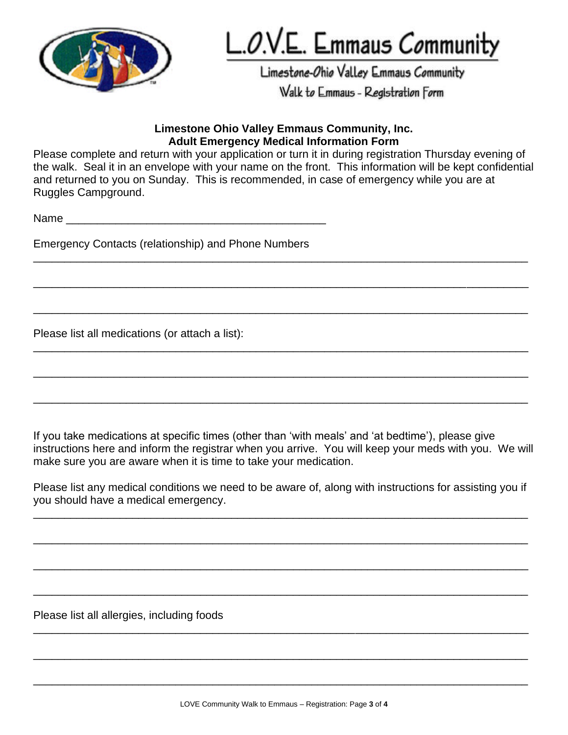# L.O.V.E. Emmaus Community

Limestone-Ohio Valley Emmaus Community

Walk to Emmaus - Registration Form

**Limestone Ohio Valley Emmaus Community, Inc.**
**Adult Emergency Medical Information Form**

Please complete and return with your application or turn it in during registration Thursday evening of the walk. Seal it in an envelope with your name on the front. This information will be kept confidential and returned to you on Sunday. This is recommended, in case of emergency while you are at Ruggles Campground.

Name ___________________________________________

Emergency Contacts (relationship) and Phone Numbers

_______________________________________________________________________________

_______________________________________________________________________________

_______________________________________________________________________________

Please list all medications (or attach a list):

_______________________________________________________________________________

_______________________________________________________________________________

_______________________________________________________________________________

If you take medications at specific times (other than 'with meals' and 'at bedtime'), please give instructions here and inform the registrar when you arrive. You will keep your meds with you. We will make sure you are aware when it is time to take your medication.

Please list any medical conditions we need to be aware of, along with instructions for assisting you if you should have a medical emergency.

_______________________________________________________________________________

_______________________________________________________________________________

_______________________________________________________________________________

_______________________________________________________________________________

Please list all allergies, including foods

_______________________________________________________________________________

_______________________________________________________________________________

_______________________________________________________________________________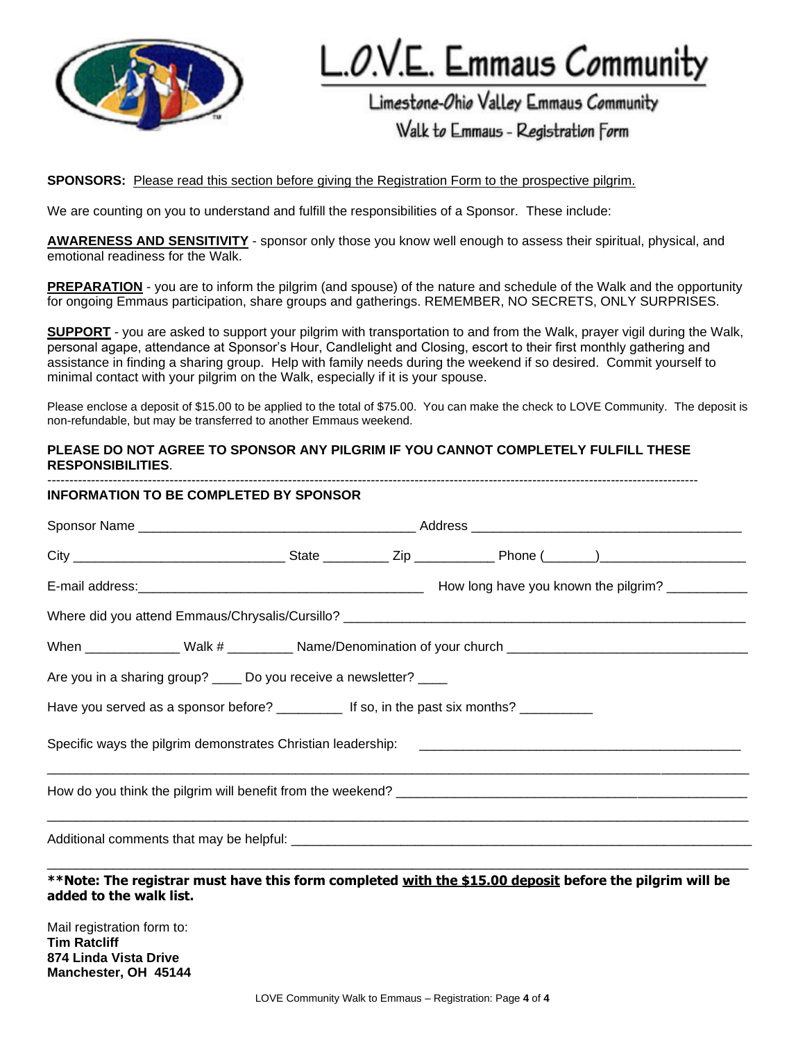# L.O.V.E. Emmaus Community

## Limestone-Ohio Valley Emmaus Community

### Walk to Emmaus - Registration Form

**SPONSORS:** Please read this section before giving the Registration Form to the prospective pilgrim.

We are counting on you to understand and fulfill the responsibilities of a Sponsor. These include:

**AWARENESS AND SENSITIVITY** - sponsor only those you know well enough to assess their spiritual, physical, and emotional readiness for the Walk.

**PREPARATION** - you are to inform the pilgrim (and spouse) of the nature and schedule of the Walk and the opportunity for ongoing Emmaus participation, share groups and gatherings. REMEMBER, NO SECRETS, ONLY SURPRISES.

**SUPPORT** - you are asked to support your pilgrim with transportation to and from the Walk, prayer vigil during the Walk, personal agape, attendance at Sponsor's Hour, Candlelight and Closing, escort to their first monthly gathering and assistance in finding a sharing group. Help with family needs during the weekend if so desired. Commit yourself to minimal contact with your pilgrim on the Walk, especially if it is your spouse.

Please enclose a deposit of $15.00 to be applied to the total of $75.00. You can make the check to LOVE Community. The deposit is non-refundable, but may be transferred to another Emmaus weekend.

**PLEASE DO NOT AGREE TO SPONSOR ANY PILGRIM IF YOU CANNOT COMPLETELY FULFILL THESE RESPONSIBILITIES**.

---

**INFORMATION TO BE COMPLETED BY SPONSOR**

Sponsor Name ______________________________________ Address ____________________________________

City ____________________________ State _________ Zip ___________ Phone (_______)____________________

E-mail address:_______________________________________ How long have you known the pilgrim? ___________

Where did you attend Emmaus/Chrysalis/Cursillo? ______________________________________________________

When _____________ Walk # _________ Name/Denomination of your church _________________________________

Are you in a sharing group? ____ Do you receive a newsletter? ____

Have you served as a sponsor before? _________ If so, in the past six months? __________

Specific ways the pilgrim demonstrates Christian leadership: _____________________________________________

_____________________________________________________________________________________________

How do you think the pilgrim will benefit from the weekend? _______________________________________________

_____________________________________________________________________________________________

Additional comments that may be helpful: _____________________________________________________________

_____________________________________________________________________________________________

**\*\*Note: The registrar must have this form completed with the $15.00 deposit before the pilgrim will be added to the walk list.**

Mail registration form to:
**Tim Ratcliff**
**874 Linda Vista Drive**
**Manchester, OH 45144**